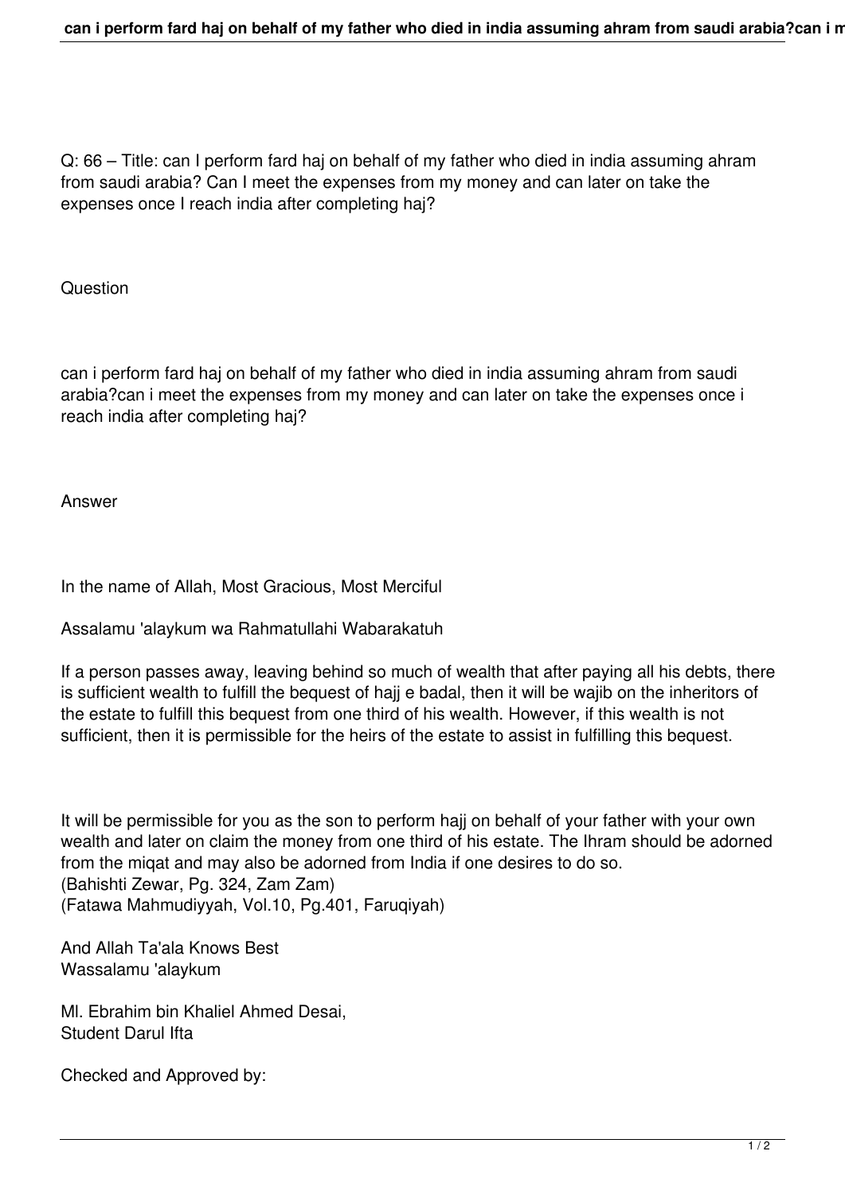Q: 66 – Title: can I perform fard haj on behalf of my father who died in india assuming ahram from saudi arabia? Can I meet the expenses from my money and can later on take the expenses once I reach india after completing haj?

Question

can i perform fard haj on behalf of my father who died in india assuming ahram from saudi arabia?can i meet the expenses from my money and can later on take the expenses once i reach india after completing haj?

Answer

In the name of Allah, Most Gracious, Most Merciful

Assalamu 'alaykum wa Rahmatullahi Wabarakatuh

If a person passes away, leaving behind so much of wealth that after paying all his debts, there is sufficient wealth to fulfill the bequest of hajj e badal, then it will be wajib on the inheritors of the estate to fulfill this bequest from one third of his wealth. However, if this wealth is not sufficient, then it is permissible for the heirs of the estate to assist in fulfilling this bequest.

It will be permissible for you as the son to perform hajj on behalf of your father with your own wealth and later on claim the money from one third of his estate. The Ihram should be adorned from the miqat and may also be adorned from India if one desires to do so.
(Bahishti Zewar, Pg. 324, Zam Zam)
(Fatawa Mahmudiyyah, Vol.10, Pg.401, Faruqiyah)

And Allah Ta'ala Knows Best
Wassalamu 'alaykum

Ml. Ebrahim bin Khaliel Ahmed Desai,
Student Darul Ifta

Checked and Approved by: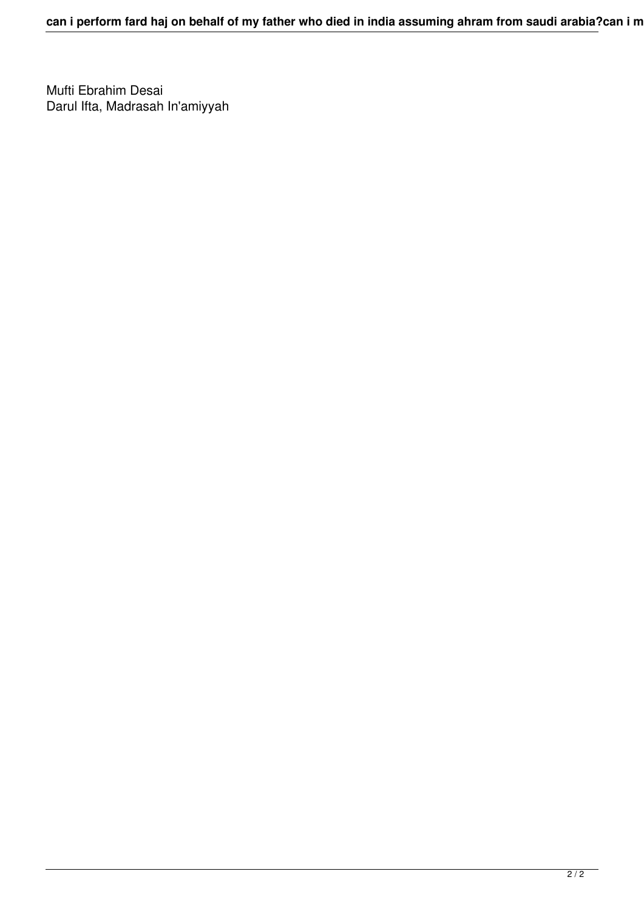Mufti Ebrahim Desai
Darul Ifta, Madrasah In'amiyyah